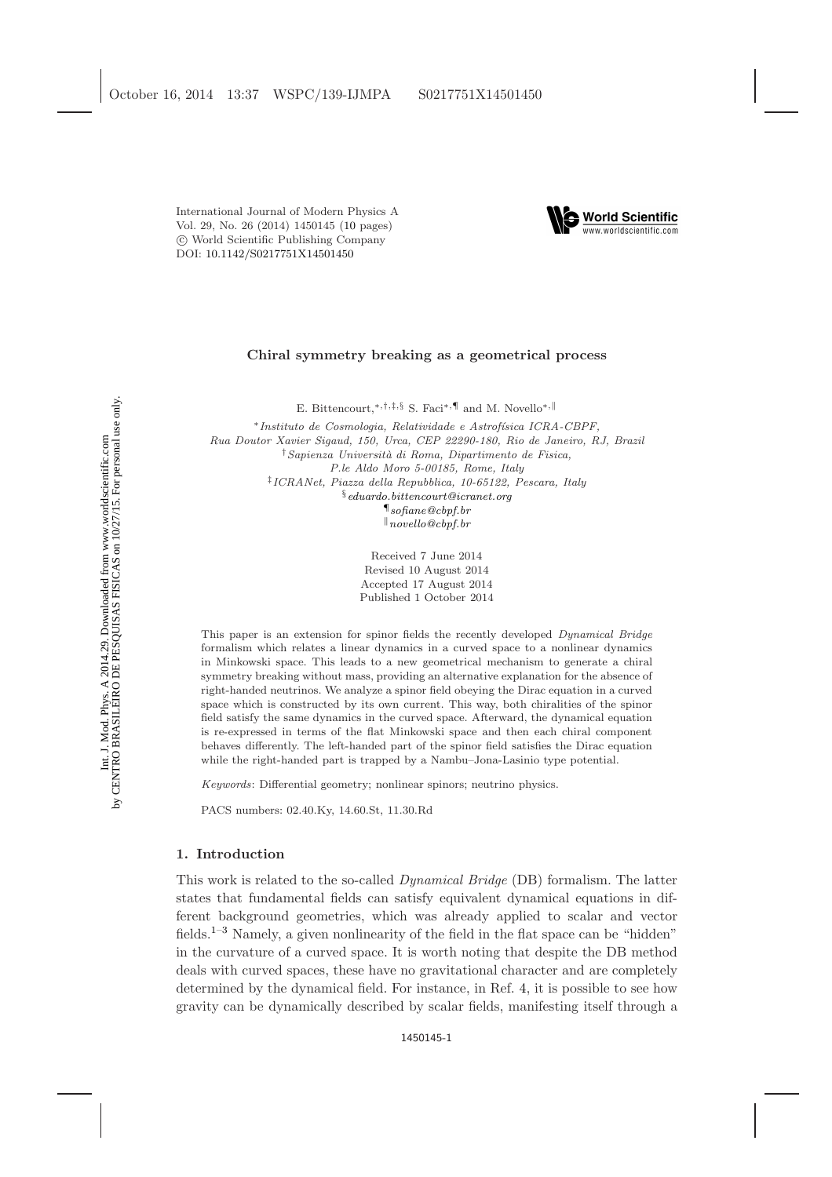# Chiral symmetry breaking as a geometrical process

E. Bittencourt,[*,†,‡,§] S. Faci[*,¶] and M. Novello[*,‖]

[*] *Instituto de Cosmologia, Relatividade e Astrofísica ICRA-CBPF, Rua Doutor Xavier Sigaud, 150, Urca, CEP 22290-180, Rio de Janeiro, RJ, Brazil*

[†] *Sapienza Università di Roma, Dipartimento de Fisica, P.le Aldo Moro 5-00185, Rome, Italy*

[‡] *ICRANet, Piazza della Repubblica, 10-65122, Pescara, Italy*

[§] *eduardo.bittencourt@icranet.org*

[¶] *sofiane@cbpf.br*

[‖] *novello@cbpf.br*

Received 7 June 2014
Revised 10 August 2014
Accepted 17 August 2014
Published 1 October 2014

This paper is an extension for spinor fields the recently developed *Dynamical Bridge* formalism which relates a linear dynamics in a curved space to a nonlinear dynamics in Minkowski space. This leads to a new geometrical mechanism to generate a chiral symmetry breaking without mass, providing an alternative explanation for the absence of right-handed neutrinos. We analyze a spinor field obeying the Dirac equation in a curved space which is constructed by its own current. This way, both chiralities of the spinor field satisfy the same dynamics in the curved space. Afterward, the dynamical equation is re-expressed in terms of the flat Minkowski space and then each chiral component behaves differently. The left-handed part of the spinor field satisfies the Dirac equation while the right-handed part is trapped by a Nambu–Jona-Lasinio type potential.

*Keywords*: Differential geometry; nonlinear spinors; neutrino physics.

PACS numbers: 02.40.Ky, 14.60.St, 11.30.Rd

## 1. Introduction

This work is related to the so-called *Dynamical Bridge* (DB) formalism. The latter states that fundamental fields can satisfy equivalent dynamical equations in different background geometries, which was already applied to scalar and vector fields.[1–3] Namely, a given nonlinearity of the field in the flat space can be "hidden" in the curvature of a curved space. It is worth noting that despite the DB method deals with curved spaces, these have no gravitational character and are completely determined by the dynamical field. For instance, in Ref. 4, it is possible to see how gravity can be dynamically described by scalar fields, manifesting itself through a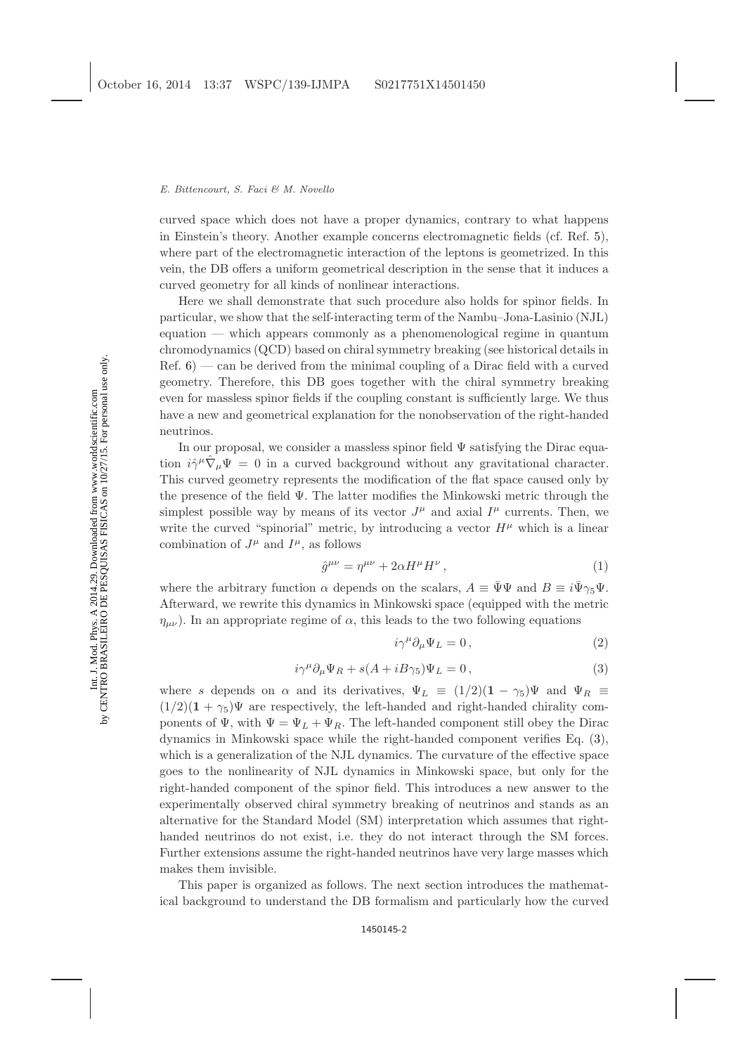curved space which does not have a proper dynamics, contrary to what happens in Einstein's theory. Another example concerns electromagnetic fields (cf. Ref. 5), where part of the electromagnetic interaction of the leptons is geometrized. In this vein, the DB offers a uniform geometrical description in the sense that it induces a curved geometry for all kinds of nonlinear interactions.

Here we shall demonstrate that such procedure also holds for spinor fields. In particular, we show that the self-interacting term of the Nambu–Jona-Lasinio (NJL) equation — which appears commonly as a phenomenological regime in quantum chromodynamics (QCD) based on chiral symmetry breaking (see historical details in Ref. 6) — can be derived from the minimal coupling of a Dirac field with a curved geometry. Therefore, this DB goes together with the chiral symmetry breaking even for massless spinor fields if the coupling constant is sufficiently large. We thus have a new and geometrical explanation for the nonobservation of the right-handed neutrinos.

In our proposal, we consider a massless spinor field $\Psi$ satisfying the Dirac equation $i\hat{\gamma}^\mu \hat{\nabla}_\mu \Psi = 0$ in a curved background without any gravitational character. This curved geometry represents the modification of the flat space caused only by the presence of the field $\Psi$. The latter modifies the Minkowski metric through the simplest possible way by means of its vector $J^\mu$ and axial $I^\mu$ currents. Then, we write the curved "spinorial" metric, by introducing a vector $H^\mu$ which is a linear combination of $J^\mu$ and $I^\mu$, as follows

$$\hat{g}^{\mu\nu} = \eta^{\mu\nu} + 2\alpha H^\mu H^\nu \,, \tag{1}$$

where the arbitrary function $\alpha$ depends on the scalars, $A \equiv \bar{\Psi}\Psi$ and $B \equiv i\bar{\Psi}\gamma_5\Psi$. Afterward, we rewrite this dynamics in Minkowski space (equipped with the metric $\eta_{\mu\nu}$). In an appropriate regime of $\alpha$, this leads to the two following equations

$$i\gamma^\mu \partial_\mu \Psi_L = 0 \,, \tag{2}$$

$$i\gamma^\mu \partial_\mu \Psi_R + s(A + iB\gamma_5)\Psi_L = 0 \,, \tag{3}$$

where $s$ depends on $\alpha$ and its derivatives, $\Psi_L \equiv (1/2)(\mathbf{1} - \gamma_5)\Psi$ and $\Psi_R \equiv (1/2)(\mathbf{1} + \gamma_5)\Psi$ are respectively, the left-handed and right-handed chirality components of $\Psi$, with $\Psi = \Psi_L + \Psi_R$. The left-handed component still obey the Dirac dynamics in Minkowski space while the right-handed component verifies Eq. (3), which is a generalization of the NJL dynamics. The curvature of the effective space goes to the nonlinearity of NJL dynamics in Minkowski space, but only for the right-handed component of the spinor field. This introduces a new answer to the experimentally observed chiral symmetry breaking of neutrinos and stands as an alternative for the Standard Model (SM) interpretation which assumes that right-handed neutrinos do not exist, i.e. they do not interact through the SM forces. Further extensions assume the right-handed neutrinos have very large masses which makes them invisible.

This paper is organized as follows. The next section introduces the mathematical background to understand the DB formalism and particularly how the curved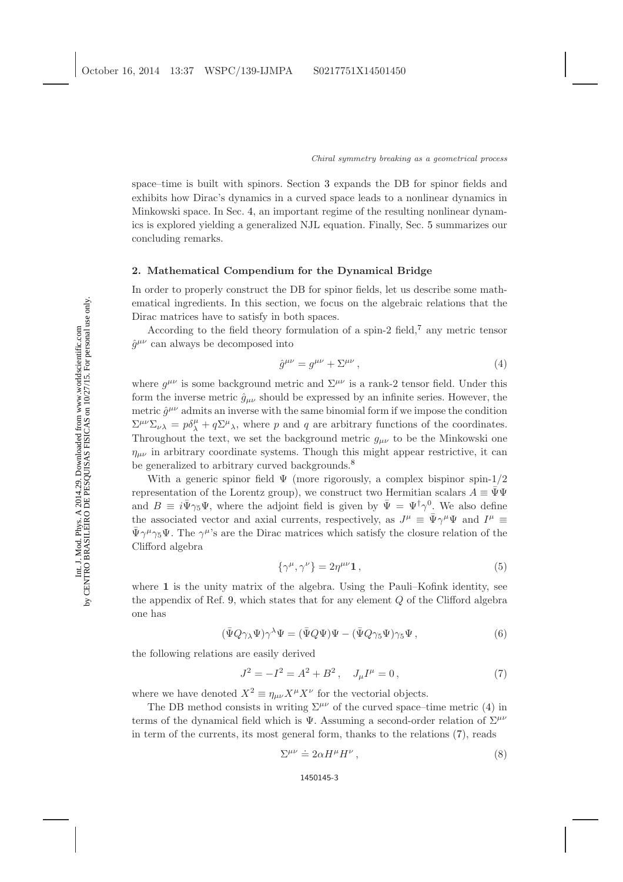space–time is built with spinors. Section 3 expands the DB for spinor fields and exhibits how Dirac's dynamics in a curved space leads to a nonlinear dynamics in Minkowski space. In Sec. 4, an important regime of the resulting nonlinear dynamics is explored yielding a generalized NJL equation. Finally, Sec. 5 summarizes our concluding remarks.

## 2. Mathematical Compendium for the Dynamical Bridge

In order to properly construct the DB for spinor fields, let us describe some mathematical ingredients. In this section, we focus on the algebraic relations that the Dirac matrices have to satisfy in both spaces.

According to the field theory formulation of a spin-2 field,[7] any metric tensor $\hat{g}^{\mu\nu}$ can always be decomposed into

$$\hat{g}^{\mu\nu} = g^{\mu\nu} + \Sigma^{\mu\nu}\,, \tag{4}$$

where $g^{\mu\nu}$ is some background metric and $\Sigma^{\mu\nu}$ is a rank-2 tensor field. Under this form the inverse metric $\hat{g}_{\mu\nu}$ should be expressed by an infinite series. However, the metric $\hat{g}^{\mu\nu}$ admits an inverse with the same binomial form if we impose the condition $\Sigma^{\mu\nu}\Sigma_{\nu\lambda} = p\delta^{\mu}_{\lambda} + q\Sigma^{\mu}{}_{\lambda}$, where $p$ and $q$ are arbitrary functions of the coordinates. Throughout the text, we set the background metric $g_{\mu\nu}$ to be the Minkowski one $\eta_{\mu\nu}$ in arbitrary coordinate systems. Though this might appear restrictive, it can be generalized to arbitrary curved backgrounds.[8]

With a generic spinor field $\Psi$ (more rigorously, a complex bispinor spin-1/2 representation of the Lorentz group), we construct two Hermitian scalars $A \equiv \bar{\Psi}\Psi$ and $B \equiv i\bar{\Psi}\gamma_5\Psi$, where the adjoint field is given by $\bar{\Psi} = \Psi^{\dagger}\gamma^0$. We also define the associated vector and axial currents, respectively, as $J^{\mu} \equiv \bar{\Psi}\gamma^{\mu}\Psi$ and $I^{\mu} \equiv \bar{\Psi}\gamma^{\mu}\gamma_5\Psi$. The $\gamma^{\mu}$'s are the Dirac matrices which satisfy the closure relation of the Clifford algebra

$$\{\gamma^{\mu}, \gamma^{\nu}\} = 2\eta^{\mu\nu}\mathbf{1}\,, \tag{5}$$

where $\mathbf{1}$ is the unity matrix of the algebra. Using the Pauli–Kofink identity, see the appendix of Ref. 9, which states that for any element $Q$ of the Clifford algebra one has

$$(\bar{\Psi}Q\gamma_{\lambda}\Psi)\gamma^{\lambda}\Psi = (\bar{\Psi}Q\Psi)\Psi - (\bar{\Psi}Q\gamma_5\Psi)\gamma_5\Psi\,, \tag{6}$$

the following relations are easily derived

$$J^2 = -I^2 = A^2 + B^2\,, \quad J_{\mu}I^{\mu} = 0\,, \tag{7}$$

where we have denoted $X^2 \equiv \eta_{\mu\nu}X^{\mu}X^{\nu}$ for the vectorial objects.

The DB method consists in writing $\Sigma^{\mu\nu}$ of the curved space–time metric (4) in terms of the dynamical field which is $\Psi$. Assuming a second-order relation of $\Sigma^{\mu\nu}$ in term of the currents, its most general form, thanks to the relations (7), reads

$$\Sigma^{\mu\nu} \doteq 2\alpha H^{\mu}H^{\nu}\,, \tag{8}$$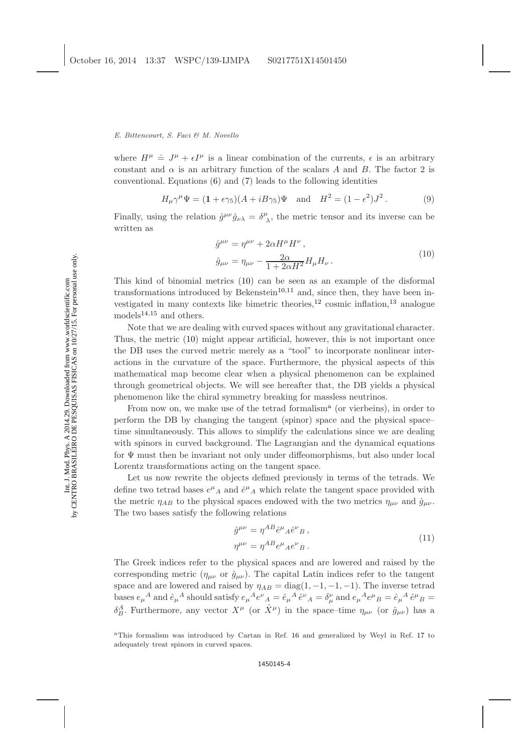where $H^\mu \doteq J^\mu + \epsilon I^\mu$ is a linear combination of the currents, $\epsilon$ is an arbitrary constant and $\alpha$ is an arbitrary function of the scalars $A$ and $B$. The factor 2 is conventional. Equations (6) and (7) leads to the following identities

$$H_\mu \gamma^\mu \Psi = (\mathbf{1} + \epsilon\gamma_5)(A + iB\gamma_5)\Psi \quad \text{and} \quad H^2 = (1 - \epsilon^2)J^2 \,. \tag{9}$$

Finally, using the relation $\hat{g}^{\mu\nu}\hat{g}_{\nu\lambda} = \delta^\mu_{\ \lambda}$, the metric tensor and its inverse can be written as

$$\begin{aligned} \hat{g}^{\mu\nu} &= \eta^{\mu\nu} + 2\alpha H^\mu H^\nu \,, \\ \hat{g}_{\mu\nu} &= \eta_{\mu\nu} - \frac{2\alpha}{1 + 2\alpha H^2} H_\mu H_\nu \,. \end{aligned} \tag{10}$$

This kind of binomial metrics (10) can be seen as an example of the disformal transformations introduced by Bekenstein[10,11] and, since then, they have been investigated in many contexts like bimetric theories,[12] cosmic inflation,[13] analogue models[14,15] and others.

Note that we are dealing with curved spaces without any gravitational character. Thus, the metric (10) might appear artificial, however, this is not important once the DB uses the curved metric merely as a "tool" to incorporate nonlinear interactions in the curvature of the space. Furthermore, the physical aspects of this mathematical map become clear when a physical phenomenon can be explained through geometrical objects. We will see hereafter that, the DB yields a physical phenomenon like the chiral symmetry breaking for massless neutrinos.

From now on, we make use of the tetrad formalism[a] (or vierbeins), in order to perform the DB by changing the tangent (spinor) space and the physical space–time simultaneously. This allows to simplify the calculations since we are dealing with spinors in curved background. The Lagrangian and the dynamical equations for $\Psi$ must then be invariant not only under diffeomorphisms, but also under local Lorentz transformations acting on the tangent space.

Let us now rewrite the objects defined previously in terms of the tetrads. We define two tetrad bases $e^\mu{}_A$ and $\hat{e}^\mu{}_A$ which relate the tangent space provided with the metric $\eta_{AB}$ to the physical spaces endowed with the two metrics $\eta_{\mu\nu}$ and $\hat{g}_{\mu\nu}$. The two bases satisfy the following relations

$$\begin{aligned} \hat{g}^{\mu\nu} &= \eta^{AB}\hat{e}^\mu{}_A \hat{e}^\nu{}_B \,, \\ \eta^{\mu\nu} &= \eta^{AB} e^\mu{}_A e^\nu{}_B \,. \end{aligned} \tag{11}$$

The Greek indices refer to the physical spaces and are lowered and raised by the corresponding metric ($\eta_{\mu\nu}$ or $\hat{g}_{\mu\nu}$). The capital Latin indices refer to the tangent space and are lowered and raised by $\eta_{AB} = \text{diag}(1, -1, -1, -1)$. The inverse tetrad bases $e_\mu{}^A$ and $\hat{e}_\mu{}^A$ should satisfy $e_\mu{}^A e^\nu{}_A = \hat{e}_\mu{}^A \hat{e}^\nu{}_A = \delta^\nu_\mu$ and $e_\mu{}^A e^\mu{}_B = \hat{e}_\mu{}^A \hat{e}^\mu{}_B = \delta^A_B$. Furthermore, any vector $X^\mu$ (or $\hat{X}^\mu$) in the space–time $\eta_{\mu\nu}$ (or $\hat{g}_{\mu\nu}$) has a

[a] This formalism was introduced by Cartan in Ref. 16 and generalized by Weyl in Ref. 17 to adequately treat spinors in curved spaces.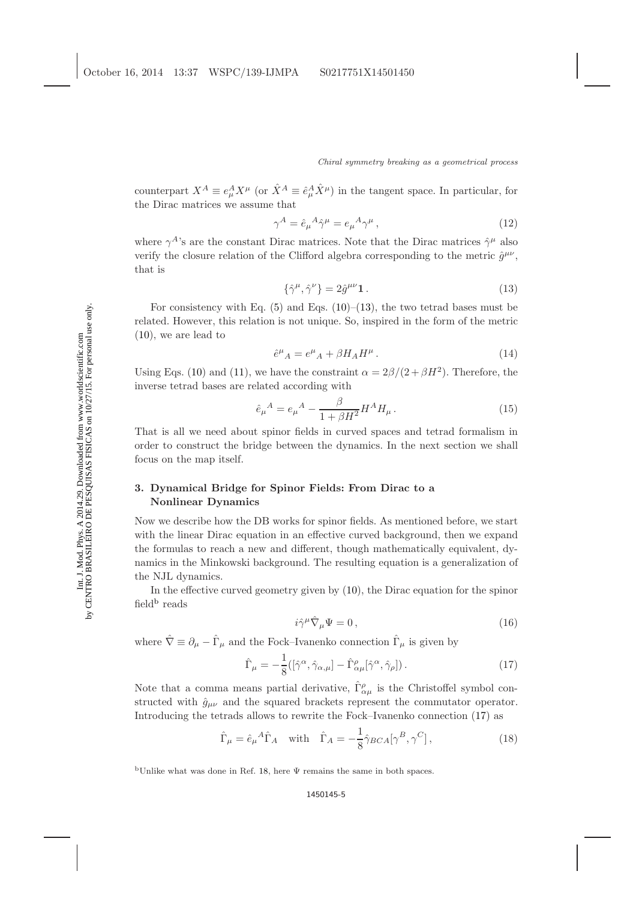counterpart $X^A \equiv e^A_\mu X^\mu$ (or $\hat{X}^A \equiv \hat{e}^A_\mu \hat{X}^\mu$) in the tangent space. In particular, for the Dirac matrices we assume that

$$\gamma^A = \hat{e}_\mu{}^A \hat{\gamma}^\mu = e_\mu{}^A \gamma^\mu \,, \tag{12}$$

where $\gamma^A$'s are the constant Dirac matrices. Note that the Dirac matrices $\hat{\gamma}^\mu$ also verify the closure relation of the Clifford algebra corresponding to the metric $\hat{g}^{\mu\nu}$, that is

$$\{\hat{\gamma}^\mu, \hat{\gamma}^\nu\} = 2\hat{g}^{\mu\nu}\mathbf{1} \,. \tag{13}$$

For consistency with Eq. (5) and Eqs. (10)–(13), the two tetrad bases must be related. However, this relation is not unique. So, inspired in the form of the metric (10), we are lead to

$$\hat{e}^\mu{}_A = e^\mu{}_A + \beta H_A H^\mu \,. \tag{14}$$

Using Eqs. (10) and (11), we have the constraint $\alpha = 2\beta/(2 + \beta H^2)$. Therefore, the inverse tetrad bases are related according with

$$\hat{e}_\mu{}^A = e_\mu{}^A - \frac{\beta}{1 + \beta H^2} H^A H_\mu \,. \tag{15}$$

That is all we need about spinor fields in curved spaces and tetrad formalism in order to construct the bridge between the dynamics. In the next section we shall focus on the map itself.

## 3. Dynamical Bridge for Spinor Fields: From Dirac to a Nonlinear Dynamics

Now we describe how the DB works for spinor fields. As mentioned before, we start with the linear Dirac equation in an effective curved background, then we expand the formulas to reach a new and different, though mathematically equivalent, dynamics in the Minkowski background. The resulting equation is a generalization of the NJL dynamics.

In the effective curved geometry given by (10), the Dirac equation for the spinor field[b] reads

$$i\hat{\gamma}^\mu \hat{\nabla}_\mu \Psi = 0 \,, \tag{16}$$

where $\hat{\nabla} \equiv \partial_\mu - \hat{\Gamma}_\mu$ and the Fock–Ivanenko connection $\hat{\Gamma}_\mu$ is given by

$$\hat{\Gamma}_\mu = -\frac{1}{8}([\hat{\gamma}^\alpha, \hat{\gamma}_{\alpha,\mu}] - \hat{\Gamma}^\rho_{\alpha\mu}[\hat{\gamma}^\alpha, \hat{\gamma}_\rho]) \,. \tag{17}$$

Note that a comma means partial derivative, $\hat{\Gamma}^\rho_{\alpha\mu}$ is the Christoffel symbol constructed with $\hat{g}_{\mu\nu}$ and the squared brackets represent the commutator operator. Introducing the tetrads allows to rewrite the Fock–Ivanenko connection (17) as

$$\hat{\Gamma}_\mu = \hat{e}_\mu{}^A \hat{\Gamma}_A \quad \text{with} \quad \hat{\Gamma}_A = -\frac{1}{8}\hat{\gamma}_{BCA}[\gamma^B, \gamma^C] \,, \tag{18}$$

[b] Unlike what was done in Ref. 18, here $\Psi$ remains the same in both spaces.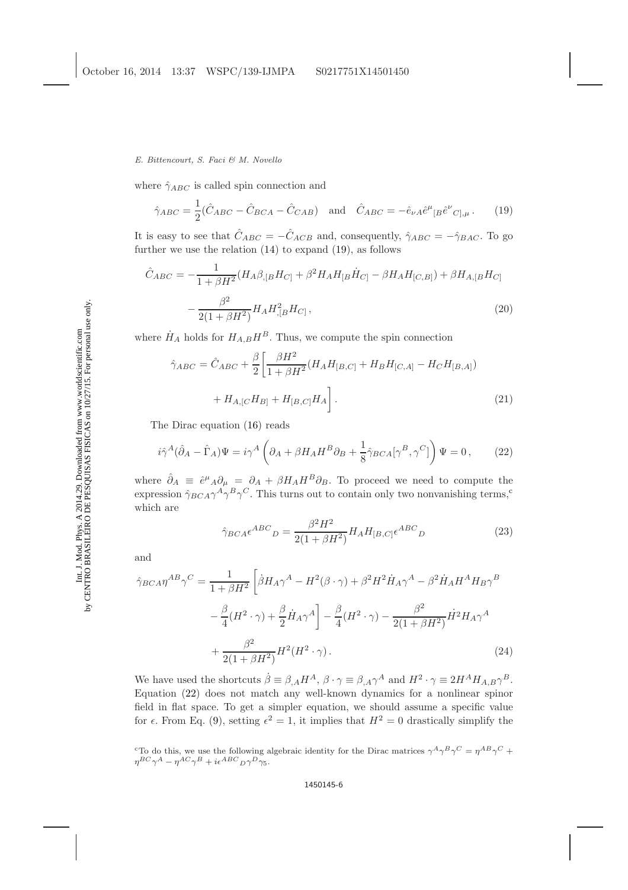where $\hat{\gamma}_{ABC}$ is called spin connection and

$$\hat{\gamma}_{ABC} = \frac{1}{2}(\hat{C}_{ABC} - \hat{C}_{BCA} - \hat{C}_{CAB}) \quad \text{and} \quad \hat{C}_{ABC} = -\hat{e}_{\nu A}\hat{e}^{\mu}{}_{[B}\hat{e}^{\nu}{}_{C],\mu}\,. \tag{19}$$

It is easy to see that $\hat{C}_{ABC} = -\hat{C}_{ACB}$ and, consequently, $\hat{\gamma}_{ABC} = -\hat{\gamma}_{BAC}$. To go further we use the relation (14) to expand (19), as follows

$$\hat{C}_{ABC} = -\frac{1}{1+\beta H^2}(H_A\beta_{,[B}H_{C]} + \beta^2 H_A H_{[B}\dot{H}_{C]} - \beta H_A H_{[C,B]}) + \beta H_{A,[B}H_{C]} - \frac{\beta^2}{2(1+\beta H^2)}H_A H^2_{,[B}H_{C]}\,, \tag{20}$$

where $\dot{H}_A$ holds for $H_{A,B}H^B$. Thus, we compute the spin connection

$$\hat{\gamma}_{ABC} = \hat{C}_{ABC} + \frac{\beta}{2}\left[\frac{\beta H^2}{1+\beta H^2}(H_A H_{[B,C]} + H_B H_{[C,A]} - H_C H_{[B,A]}) + H_{A,[C}H_{B]} + H_{[B,C]}H_A\right]. \tag{21}$$

The Dirac equation (16) reads

$$i\hat{\gamma}^A(\hat{\partial}_A - \hat{\Gamma}_A)\Psi = i\gamma^A\left(\partial_A + \beta H_A H^B\partial_B + \frac{1}{8}\hat{\gamma}_{BCA}[\gamma^B, \gamma^C]\right)\Psi = 0\,, \tag{22}$$

where $\hat{\partial}_A \equiv \hat{e}^{\mu}{}_A\partial_\mu = \partial_A + \beta H_A H^B \partial_B$. To proceed we need to compute the expression $\hat{\gamma}_{BCA}\gamma^A\gamma^B\gamma^C$. This turns out to contain only two nonvanishing terms,[c] which are

$$\hat{\gamma}_{BCA}\epsilon^{ABC}{}_D = \frac{\beta^2 H^2}{2(1+\beta H^2)}H_A H_{[B,C]}\epsilon^{ABC}{}_D \tag{23}$$

and

$$\hat{\gamma}_{BCA}\eta^{AB}\gamma^C = \frac{1}{1+\beta H^2}\left[\dot{\beta}H_A\gamma^A - H^2(\beta\cdot\gamma) + \beta^2 H^2\dot{H}_A\gamma^A - \beta^2\dot{H}_A H^A H_B\gamma^B - \frac{\beta}{4}(H^2\cdot\gamma) + \frac{\beta}{2}\dot{H}_A\gamma^A\right] - \frac{\beta}{4}(H^2\cdot\gamma) - \frac{\beta^2}{2(1+\beta H^2)}\dot{H}^2 H_A\gamma^A + \frac{\beta^2}{2(1+\beta H^2)}H^2(H^2\cdot\gamma)\,. \tag{24}$$

We have used the shortcuts $\dot{\beta} \equiv \beta_{,A}H^A$, $\beta\cdot\gamma \equiv \beta_{,A}\gamma^A$ and $H^2\cdot\gamma \equiv 2H^A H_{A,B}\gamma^B$. Equation (22) does not match any well-known dynamics for a nonlinear spinor field in flat space. To get a simpler equation, we should assume a specific value for $\epsilon$. From Eq. (9), setting $\epsilon^2 = 1$, it implies that $H^2 = 0$ drastically simplify the

[c]To do this, we use the following algebraic identity for the Dirac matrices $\gamma^A\gamma^B\gamma^C = \eta^{AB}\gamma^C + \eta^{BC}\gamma^A - \eta^{AC}\gamma^B + i\epsilon^{ABC}{}_D\gamma^D\gamma_5$.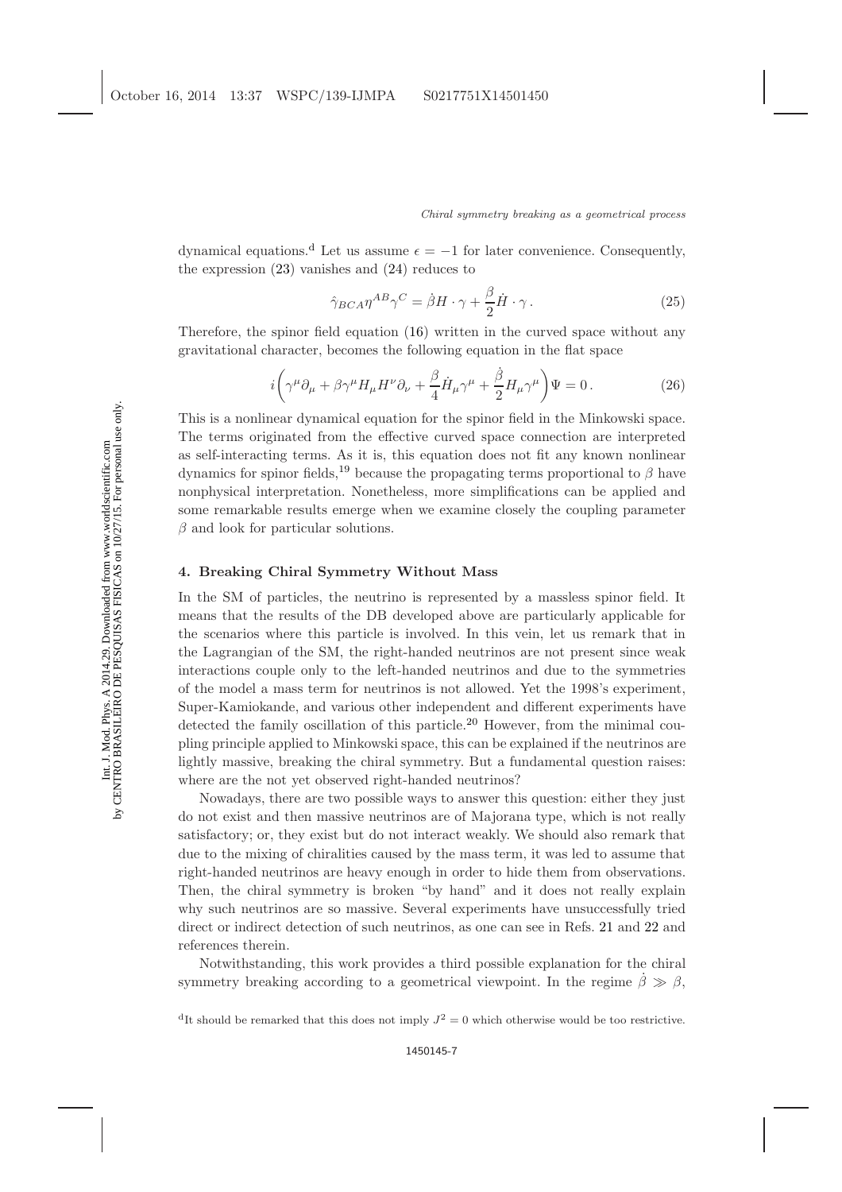dynamical equations.[d] Let us assume $\epsilon = -1$ for later convenience. Consequently, the expression (23) vanishes and (24) reduces to

$$\hat{\gamma}_{BCA}\eta^{AB}\gamma^{C} = \dot{\beta}H \cdot \gamma + \frac{\beta}{2}\dot{H} \cdot \gamma \,. \tag{25}$$

Therefore, the spinor field equation (16) written in the curved space without any gravitational character, becomes the following equation in the flat space

$$i\left(\gamma^{\mu}\partial_{\mu} + \beta\gamma^{\mu}H_{\mu}H^{\nu}\partial_{\nu} + \frac{\beta}{4}\dot{H}_{\mu}\gamma^{\mu} + \frac{\dot{\beta}}{2}H_{\mu}\gamma^{\mu}\right)\Psi = 0\,. \tag{26}$$

This is a nonlinear dynamical equation for the spinor field in the Minkowski space. The terms originated from the effective curved space connection are interpreted as self-interacting terms. As it is, this equation does not fit any known nonlinear dynamics for spinor fields,[19] because the propagating terms proportional to $\beta$ have nonphysical interpretation. Nonetheless, more simplifications can be applied and some remarkable results emerge when we examine closely the coupling parameter $\beta$ and look for particular solutions.

## 4. Breaking Chiral Symmetry Without Mass

In the SM of particles, the neutrino is represented by a massless spinor field. It means that the results of the DB developed above are particularly applicable for the scenarios where this particle is involved. In this vein, let us remark that in the Lagrangian of the SM, the right-handed neutrinos are not present since weak interactions couple only to the left-handed neutrinos and due to the symmetries of the model a mass term for neutrinos is not allowed. Yet the 1998's experiment, Super-Kamiokande, and various other independent and different experiments have detected the family oscillation of this particle.[20] However, from the minimal coupling principle applied to Minkowski space, this can be explained if the neutrinos are lightly massive, breaking the chiral symmetry. But a fundamental question raises: where are the not yet observed right-handed neutrinos?

Nowadays, there are two possible ways to answer this question: either they just do not exist and then massive neutrinos are of Majorana type, which is not really satisfactory; or, they exist but do not interact weakly. We should also remark that due to the mixing of chiralities caused by the mass term, it was led to assume that right-handed neutrinos are heavy enough in order to hide them from observations. Then, the chiral symmetry is broken "by hand" and it does not really explain why such neutrinos are so massive. Several experiments have unsuccessfully tried direct or indirect detection of such neutrinos, as one can see in Refs. 21 and 22 and references therein.

Notwithstanding, this work provides a third possible explanation for the chiral symmetry breaking according to a geometrical viewpoint. In the regime $\dot{\beta} \gg \beta$,

[d] It should be remarked that this does not imply $J^2 = 0$ which otherwise would be too restrictive.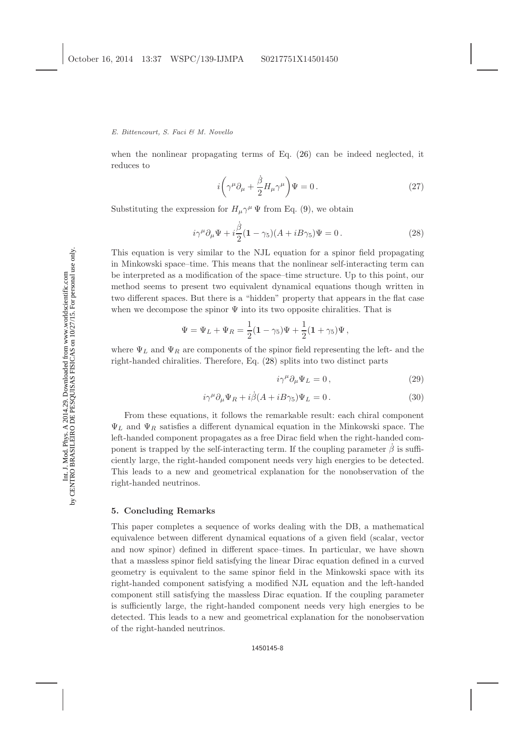when the nonlinear propagating terms of Eq. (26) can be indeed neglected, it reduces to

$$i\left(\gamma^{\mu}\partial_{\mu} + \frac{\dot{\beta}}{2}H_{\mu}\gamma^{\mu}\right)\Psi = 0\,. \tag{27}$$

Substituting the expression for $H_{\mu}\gamma^{\mu}\,\Psi$ from Eq. (9), we obtain

$$i\gamma^{\mu}\partial_{\mu}\Psi + i\frac{\dot{\beta}}{2}(\mathbf{1} - \gamma_5)(A + iB\gamma_5)\Psi = 0\,. \tag{28}$$

This equation is very similar to the NJL equation for a spinor field propagating in Minkowski space–time. This means that the nonlinear self-interacting term can be interpreted as a modification of the space–time structure. Up to this point, our method seems to present two equivalent dynamical equations though written in two different spaces. But there is a "hidden" property that appears in the flat case when we decompose the spinor $\Psi$ into its two opposite chiralities. That is

$$\Psi = \Psi_L + \Psi_R = \frac{1}{2}(\mathbf{1} - \gamma_5)\Psi + \frac{1}{2}(\mathbf{1} + \gamma_5)\Psi\,,$$

where $\Psi_L$ and $\Psi_R$ are components of the spinor field representing the left- and the right-handed chiralities. Therefore, Eq. (28) splits into two distinct parts

$$i\gamma^{\mu}\partial_{\mu}\Psi_L = 0\,, \tag{29}$$

$$i\gamma^{\mu}\partial_{\mu}\Psi_R + i\dot{\beta}(A + iB\gamma_5)\Psi_L = 0\,. \tag{30}$$

From these equations, it follows the remarkable result: each chiral component $\Psi_L$ and $\Psi_R$ satisfies a different dynamical equation in the Minkowski space. The left-handed component propagates as a free Dirac field when the right-handed component is trapped by the self-interacting term. If the coupling parameter $\dot{\beta}$ is sufficiently large, the right-handed component needs very high energies to be detected. This leads to a new and geometrical explanation for the nonobservation of the right-handed neutrinos.

## 5. Concluding Remarks

This paper completes a sequence of works dealing with the DB, a mathematical equivalence between different dynamical equations of a given field (scalar, vector and now spinor) defined in different space–times. In particular, we have shown that a massless spinor field satisfying the linear Dirac equation defined in a curved geometry is equivalent to the same spinor field in the Minkowski space with its right-handed component satisfying a modified NJL equation and the left-handed component still satisfying the massless Dirac equation. If the coupling parameter is sufficiently large, the right-handed component needs very high energies to be detected. This leads to a new and geometrical explanation for the nonobservation of the right-handed neutrinos.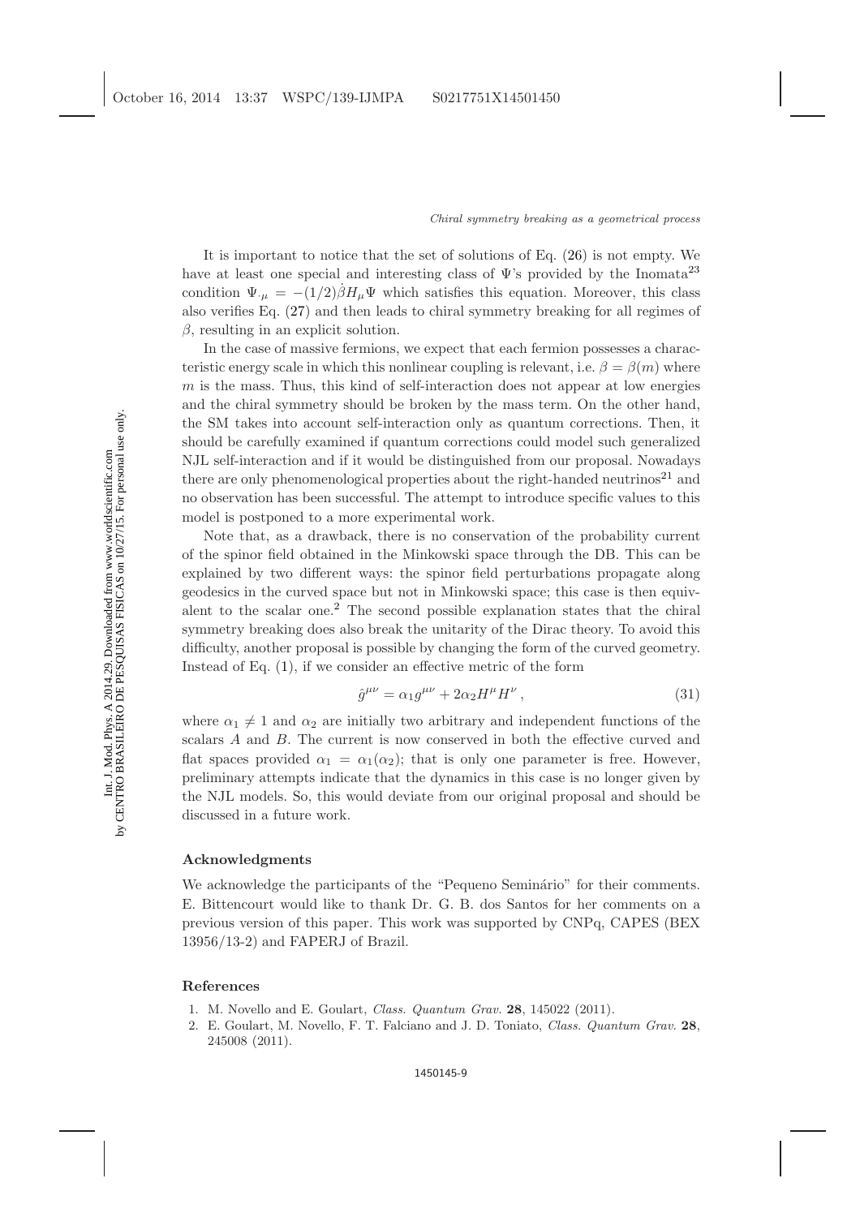It is important to notice that the set of solutions of Eq. (26) is not empty. We have at least one special and interesting class of $\Psi$'s provided by the Inomata[23] condition $\Psi_{\cdot\mu} = -(1/2)\dot{\beta}H_\mu\Psi$ which satisfies this equation. Moreover, this class also verifies Eq. (27) and then leads to chiral symmetry breaking for all regimes of $\beta$, resulting in an explicit solution.

In the case of massive fermions, we expect that each fermion possesses a characteristic energy scale in which this nonlinear coupling is relevant, i.e. $\beta = \beta(m)$ where $m$ is the mass. Thus, this kind of self-interaction does not appear at low energies and the chiral symmetry should be broken by the mass term. On the other hand, the SM takes into account self-interaction only as quantum corrections. Then, it should be carefully examined if quantum corrections could model such generalized NJL self-interaction and if it would be distinguished from our proposal. Nowadays there are only phenomenological properties about the right-handed neutrinos[21] and no observation has been successful. The attempt to introduce specific values to this model is postponed to a more experimental work.

Note that, as a drawback, there is no conservation of the probability current of the spinor field obtained in the Minkowski space through the DB. This can be explained by two different ways: the spinor field perturbations propagate along geodesics in the curved space but not in Minkowski space; this case is then equivalent to the scalar one.[2] The second possible explanation states that the chiral symmetry breaking does also break the unitarity of the Dirac theory. To avoid this difficulty, another proposal is possible by changing the form of the curved geometry. Instead of Eq. (1), if we consider an effective metric of the form

$$\hat{g}^{\mu\nu} = \alpha_1 g^{\mu\nu} + 2\alpha_2 H^\mu H^\nu \,, \tag{31}$$

where $\alpha_1 \neq 1$ and $\alpha_2$ are initially two arbitrary and independent functions of the scalars $A$ and $B$. The current is now conserved in both the effective curved and flat spaces provided $\alpha_1 = \alpha_1(\alpha_2)$; that is only one parameter is free. However, preliminary attempts indicate that the dynamics in this case is no longer given by the NJL models. So, this would deviate from our original proposal and should be discussed in a future work.

## Acknowledgments

We acknowledge the participants of the "Pequeno Seminário" for their comments. E. Bittencourt would like to thank Dr. G. B. dos Santos for her comments on a previous version of this paper. This work was supported by CNPq, CAPES (BEX 13956/13-2) and FAPERJ of Brazil.

## References

1. M. Novello and E. Goulart, *Class. Quantum Grav.* **28**, 145022 (2011).
2. E. Goulart, M. Novello, F. T. Falciano and J. D. Toniato, *Class. Quantum Grav.* **28**, 245008 (2011).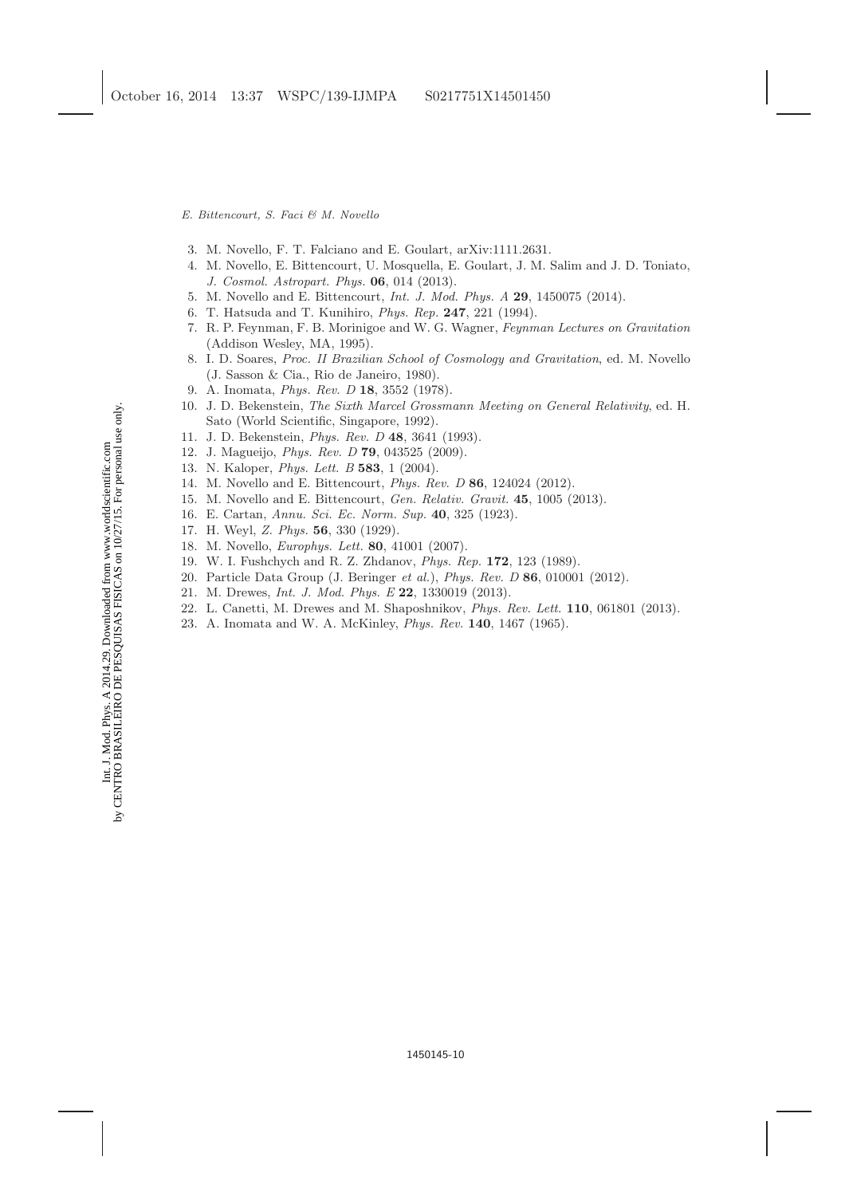3. M. Novello, F. T. Falciano and E. Goulart, arXiv:1111.2631.
4. M. Novello, E. Bittencourt, U. Mosquella, E. Goulart, J. M. Salim and J. D. Toniato, *J. Cosmol. Astropart. Phys.* **06**, 014 (2013).
5. M. Novello and E. Bittencourt, *Int. J. Mod. Phys. A* **29**, 1450075 (2014).
6. T. Hatsuda and T. Kunihiro, *Phys. Rep.* **247**, 221 (1994).
7. R. P. Feynman, F. B. Morinigoe and W. G. Wagner, *Feynman Lectures on Gravitation* (Addison Wesley, MA, 1995).
8. I. D. Soares, *Proc. II Brazilian School of Cosmology and Gravitation*, ed. M. Novello (J. Sasson & Cia., Rio de Janeiro, 1980).
9. A. Inomata, *Phys. Rev. D* **18**, 3552 (1978).
10. J. D. Bekenstein, *The Sixth Marcel Grossmann Meeting on General Relativity*, ed. H. Sato (World Scientific, Singapore, 1992).
11. J. D. Bekenstein, *Phys. Rev. D* **48**, 3641 (1993).
12. J. Magueijo, *Phys. Rev. D* **79**, 043525 (2009).
13. N. Kaloper, *Phys. Lett. B* **583**, 1 (2004).
14. M. Novello and E. Bittencourt, *Phys. Rev. D* **86**, 124024 (2012).
15. M. Novello and E. Bittencourt, *Gen. Relativ. Gravit.* **45**, 1005 (2013).
16. E. Cartan, *Annu. Sci. Ec. Norm. Sup.* **40**, 325 (1923).
17. H. Weyl, *Z. Phys.* **56**, 330 (1929).
18. M. Novello, *Europhys. Lett.* **80**, 41001 (2007).
19. W. I. Fushchych and R. Z. Zhdanov, *Phys. Rep.* **172**, 123 (1989).
20. Particle Data Group (J. Beringer *et al.*), *Phys. Rev. D* **86**, 010001 (2012).
21. M. Drewes, *Int. J. Mod. Phys. E* **22**, 1330019 (2013).
22. L. Canetti, M. Drewes and M. Shaposhnikov, *Phys. Rev. Lett.* **110**, 061801 (2013).
23. A. Inomata and W. A. McKinley, *Phys. Rev.* **140**, 1467 (1965).